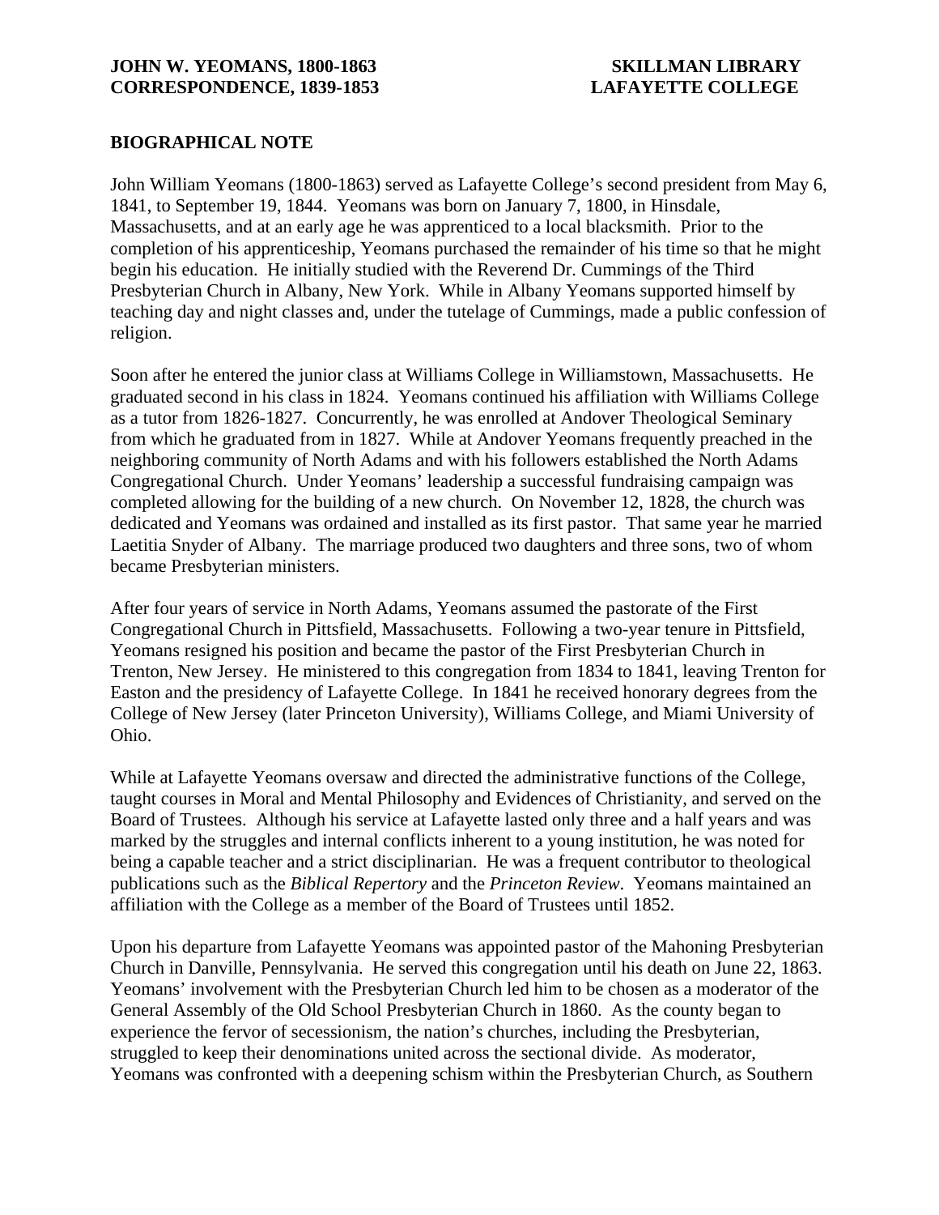**JOHN W. YEOMANS, 1800-1863**
**CORRESPONDENCE, 1839-1853**

**SKILLMAN LIBRARY**
**LAFAYETTE COLLEGE**

## BIOGRAPHICAL NOTE

John William Yeomans (1800-1863) served as Lafayette College's second president from May 6, 1841, to September 19, 1844. Yeomans was born on January 7, 1800, in Hinsdale, Massachusetts, and at an early age he was apprenticed to a local blacksmith. Prior to the completion of his apprenticeship, Yeomans purchased the remainder of his time so that he might begin his education. He initially studied with the Reverend Dr. Cummings of the Third Presbyterian Church in Albany, New York. While in Albany Yeomans supported himself by teaching day and night classes and, under the tutelage of Cummings, made a public confession of religion.

Soon after he entered the junior class at Williams College in Williamstown, Massachusetts. He graduated second in his class in 1824. Yeomans continued his affiliation with Williams College as a tutor from 1826-1827. Concurrently, he was enrolled at Andover Theological Seminary from which he graduated from in 1827. While at Andover Yeomans frequently preached in the neighboring community of North Adams and with his followers established the North Adams Congregational Church. Under Yeomans' leadership a successful fundraising campaign was completed allowing for the building of a new church. On November 12, 1828, the church was dedicated and Yeomans was ordained and installed as its first pastor. That same year he married Laetitia Snyder of Albany. The marriage produced two daughters and three sons, two of whom became Presbyterian ministers.

After four years of service in North Adams, Yeomans assumed the pastorate of the First Congregational Church in Pittsfield, Massachusetts. Following a two-year tenure in Pittsfield, Yeomans resigned his position and became the pastor of the First Presbyterian Church in Trenton, New Jersey. He ministered to this congregation from 1834 to 1841, leaving Trenton for Easton and the presidency of Lafayette College. In 1841 he received honorary degrees from the College of New Jersey (later Princeton University), Williams College, and Miami University of Ohio.

While at Lafayette Yeomans oversaw and directed the administrative functions of the College, taught courses in Moral and Mental Philosophy and Evidences of Christianity, and served on the Board of Trustees. Although his service at Lafayette lasted only three and a half years and was marked by the struggles and internal conflicts inherent to a young institution, he was noted for being a capable teacher and a strict disciplinarian. He was a frequent contributor to theological publications such as the *Biblical Repertory* and the *Princeton Review*. Yeomans maintained an affiliation with the College as a member of the Board of Trustees until 1852.

Upon his departure from Lafayette Yeomans was appointed pastor of the Mahoning Presbyterian Church in Danville, Pennsylvania. He served this congregation until his death on June 22, 1863. Yeomans' involvement with the Presbyterian Church led him to be chosen as a moderator of the General Assembly of the Old School Presbyterian Church in 1860. As the county began to experience the fervor of secessionism, the nation's churches, including the Presbyterian, struggled to keep their denominations united across the sectional divide. As moderator, Yeomans was confronted with a deepening schism within the Presbyterian Church, as Southern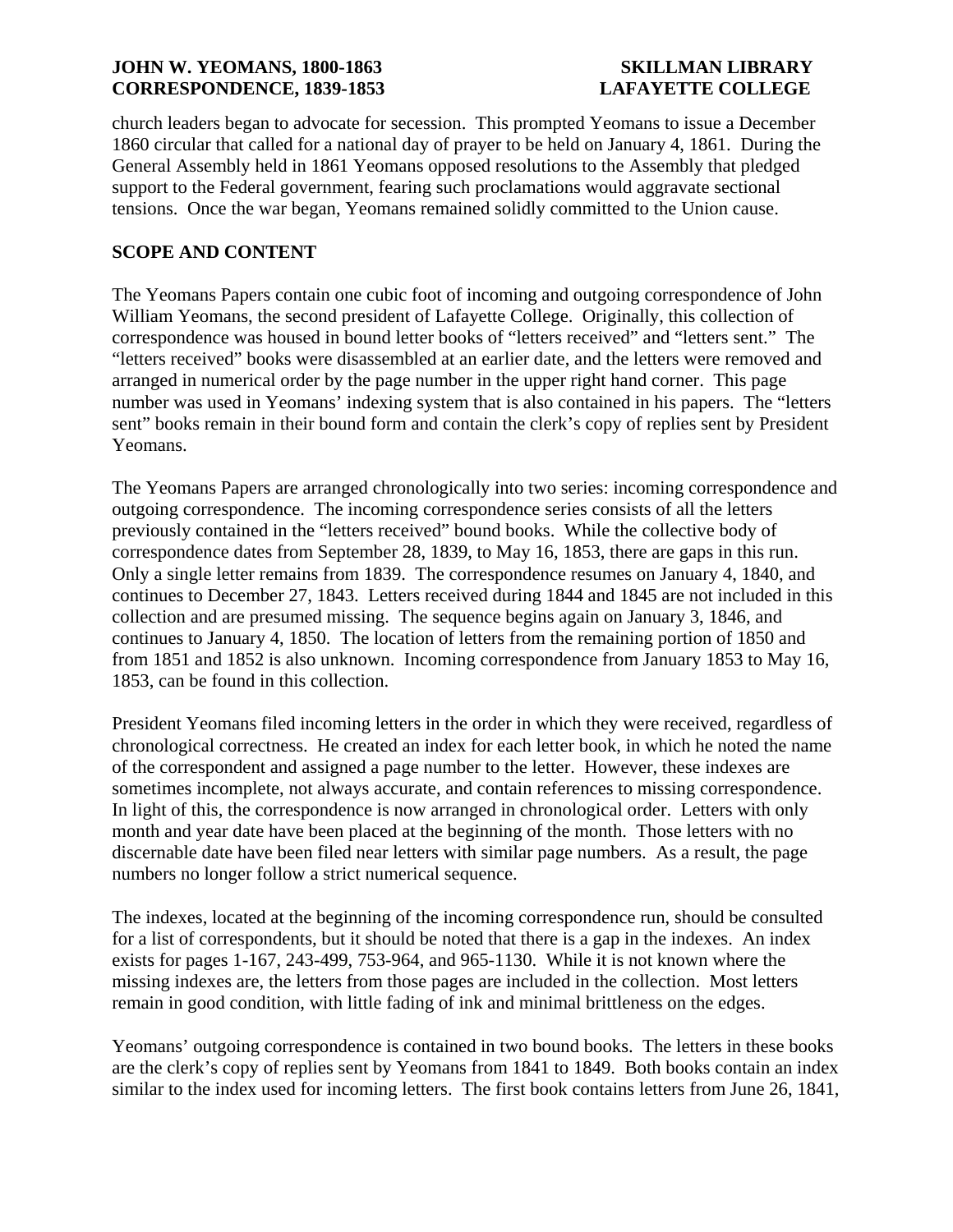church leaders began to advocate for secession. This prompted Yeomans to issue a December 1860 circular that called for a national day of prayer to be held on January 4, 1861. During the General Assembly held in 1861 Yeomans opposed resolutions to the Assembly that pledged support to the Federal government, fearing such proclamations would aggravate sectional tensions. Once the war began, Yeomans remained solidly committed to the Union cause.

## SCOPE AND CONTENT

The Yeomans Papers contain one cubic foot of incoming and outgoing correspondence of John William Yeomans, the second president of Lafayette College. Originally, this collection of correspondence was housed in bound letter books of "letters received" and "letters sent." The "letters received" books were disassembled at an earlier date, and the letters were removed and arranged in numerical order by the page number in the upper right hand corner. This page number was used in Yeomans' indexing system that is also contained in his papers. The "letters sent" books remain in their bound form and contain the clerk's copy of replies sent by President Yeomans.

The Yeomans Papers are arranged chronologically into two series: incoming correspondence and outgoing correspondence. The incoming correspondence series consists of all the letters previously contained in the "letters received" bound books. While the collective body of correspondence dates from September 28, 1839, to May 16, 1853, there are gaps in this run. Only a single letter remains from 1839. The correspondence resumes on January 4, 1840, and continues to December 27, 1843. Letters received during 1844 and 1845 are not included in this collection and are presumed missing. The sequence begins again on January 3, 1846, and continues to January 4, 1850. The location of letters from the remaining portion of 1850 and from 1851 and 1852 is also unknown. Incoming correspondence from January 1853 to May 16, 1853, can be found in this collection.

President Yeomans filed incoming letters in the order in which they were received, regardless of chronological correctness. He created an index for each letter book, in which he noted the name of the correspondent and assigned a page number to the letter. However, these indexes are sometimes incomplete, not always accurate, and contain references to missing correspondence. In light of this, the correspondence is now arranged in chronological order. Letters with only month and year date have been placed at the beginning of the month. Those letters with no discernable date have been filed near letters with similar page numbers. As a result, the page numbers no longer follow a strict numerical sequence.

The indexes, located at the beginning of the incoming correspondence run, should be consulted for a list of correspondents, but it should be noted that there is a gap in the indexes. An index exists for pages 1-167, 243-499, 753-964, and 965-1130. While it is not known where the missing indexes are, the letters from those pages are included in the collection. Most letters remain in good condition, with little fading of ink and minimal brittleness on the edges.

Yeomans' outgoing correspondence is contained in two bound books. The letters in these books are the clerk's copy of replies sent by Yeomans from 1841 to 1849. Both books contain an index similar to the index used for incoming letters. The first book contains letters from June 26, 1841,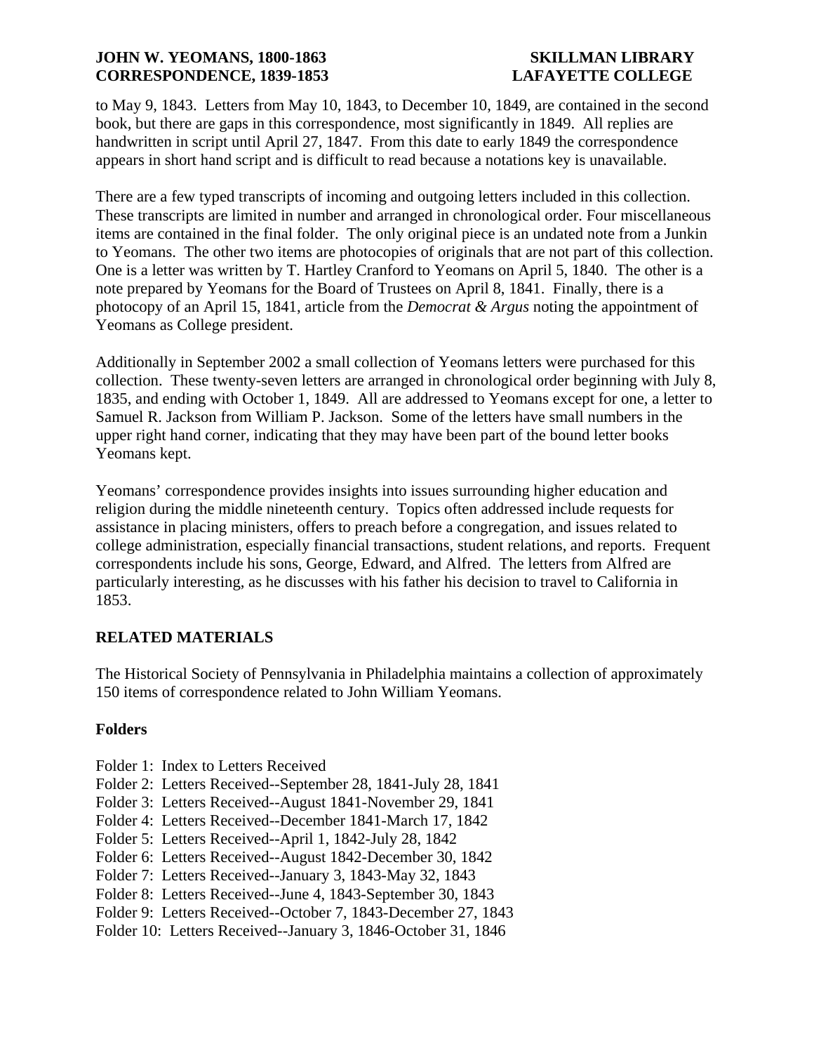to May 9, 1843. Letters from May 10, 1843, to December 10, 1849, are contained in the second book, but there are gaps in this correspondence, most significantly in 1849. All replies are handwritten in script until April 27, 1847. From this date to early 1849 the correspondence appears in short hand script and is difficult to read because a notations key is unavailable.

There are a few typed transcripts of incoming and outgoing letters included in this collection. These transcripts are limited in number and arranged in chronological order. Four miscellaneous items are contained in the final folder. The only original piece is an undated note from a Junkin to Yeomans. The other two items are photocopies of originals that are not part of this collection. One is a letter was written by T. Hartley Cranford to Yeomans on April 5, 1840. The other is a note prepared by Yeomans for the Board of Trustees on April 8, 1841. Finally, there is a photocopy of an April 15, 1841, article from the *Democrat & Argus* noting the appointment of Yeomans as College president.

Additionally in September 2002 a small collection of Yeomans letters were purchased for this collection. These twenty-seven letters are arranged in chronological order beginning with July 8, 1835, and ending with October 1, 1849. All are addressed to Yeomans except for one, a letter to Samuel R. Jackson from William P. Jackson. Some of the letters have small numbers in the upper right hand corner, indicating that they may have been part of the bound letter books Yeomans kept.

Yeomans' correspondence provides insights into issues surrounding higher education and religion during the middle nineteenth century. Topics often addressed include requests for assistance in placing ministers, offers to preach before a congregation, and issues related to college administration, especially financial transactions, student relations, and reports. Frequent correspondents include his sons, George, Edward, and Alfred. The letters from Alfred are particularly interesting, as he discusses with his father his decision to travel to California in 1853.

## RELATED MATERIALS

The Historical Society of Pennsylvania in Philadelphia maintains a collection of approximately 150 items of correspondence related to John William Yeomans.

### Folders

Folder 1: Index to Letters Received
Folder 2: Letters Received--September 28, 1841-July 28, 1841
Folder 3: Letters Received--August 1841-November 29, 1841
Folder 4: Letters Received--December 1841-March 17, 1842
Folder 5: Letters Received--April 1, 1842-July 28, 1842
Folder 6: Letters Received--August 1842-December 30, 1842
Folder 7: Letters Received--January 3, 1843-May 32, 1843
Folder 8: Letters Received--June 4, 1843-September 30, 1843
Folder 9: Letters Received--October 7, 1843-December 27, 1843
Folder 10: Letters Received--January 3, 1846-October 31, 1846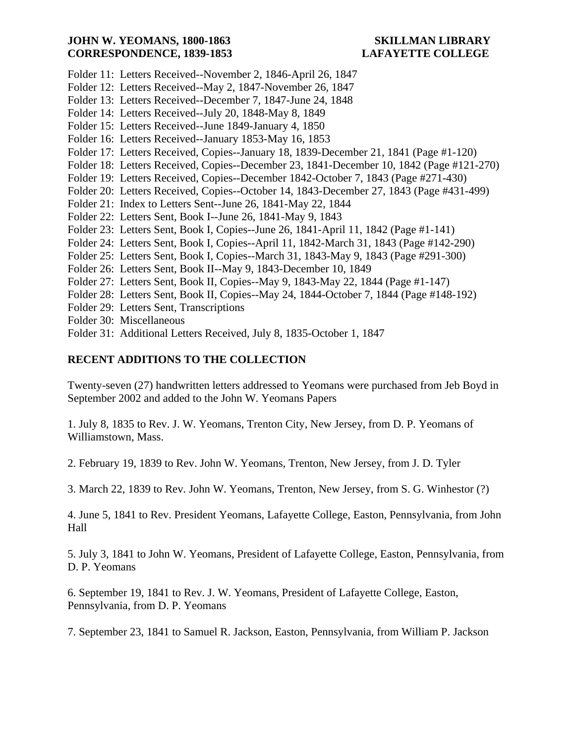Folder 11: Letters Received--November 2, 1846-April 26, 1847
Folder 12: Letters Received--May 2, 1847-November 26, 1847
Folder 13: Letters Received--December 7, 1847-June 24, 1848
Folder 14: Letters Received--July 20, 1848-May 8, 1849
Folder 15: Letters Received--June 1849-January 4, 1850
Folder 16: Letters Received--January 1853-May 16, 1853
Folder 17: Letters Received, Copies--January 18, 1839-December 21, 1841 (Page #1-120)
Folder 18: Letters Received, Copies--December 23, 1841-December 10, 1842 (Page #121-270)
Folder 19: Letters Received, Copies--December 1842-October 7, 1843 (Page #271-430)
Folder 20: Letters Received, Copies--October 14, 1843-December 27, 1843 (Page #431-499)
Folder 21: Index to Letters Sent--June 26, 1841-May 22, 1844
Folder 22: Letters Sent, Book I--June 26, 1841-May 9, 1843
Folder 23: Letters Sent, Book I, Copies--June 26, 1841-April 11, 1842 (Page #1-141)
Folder 24: Letters Sent, Book I, Copies--April 11, 1842-March 31, 1843 (Page #142-290)
Folder 25: Letters Sent, Book I, Copies--March 31, 1843-May 9, 1843 (Page #291-300)
Folder 26: Letters Sent, Book II--May 9, 1843-December 10, 1849
Folder 27: Letters Sent, Book II, Copies--May 9, 1843-May 22, 1844 (Page #1-147)
Folder 28: Letters Sent, Book II, Copies--May 24, 1844-October 7, 1844 (Page #148-192)
Folder 29: Letters Sent, Transcriptions
Folder 30: Miscellaneous
Folder 31: Additional Letters Received, July 8, 1835-October 1, 1847

## RECENT ADDITIONS TO THE COLLECTION

Twenty-seven (27) handwritten letters addressed to Yeomans were purchased from Jeb Boyd in September 2002 and added to the John W. Yeomans Papers

1. July 8, 1835 to Rev. J. W. Yeomans, Trenton City, New Jersey, from D. P. Yeomans of Williamstown, Mass.

2. February 19, 1839 to Rev. John W. Yeomans, Trenton, New Jersey, from J. D. Tyler

3. March 22, 1839 to Rev. John W. Yeomans, Trenton, New Jersey, from S. G. Winhestor (?)

4. June 5, 1841 to Rev. President Yeomans, Lafayette College, Easton, Pennsylvania, from John Hall

5. July 3, 1841 to John W. Yeomans, President of Lafayette College, Easton, Pennsylvania, from D. P. Yeomans

6. September 19, 1841 to Rev. J. W. Yeomans, President of Lafayette College, Easton, Pennsylvania, from D. P. Yeomans

7. September 23, 1841 to Samuel R. Jackson, Easton, Pennsylvania, from William P. Jackson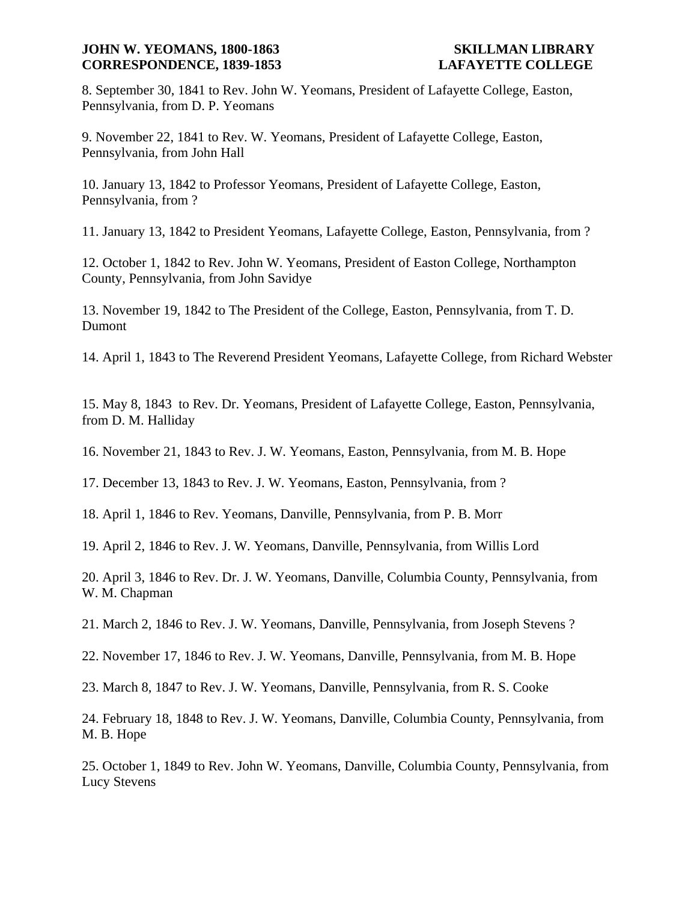8. September 30, 1841 to Rev. John W. Yeomans, President of Lafayette College, Easton, Pennsylvania, from D. P. Yeomans

9. November 22, 1841 to Rev. W. Yeomans, President of Lafayette College, Easton, Pennsylvania, from John Hall

10. January 13, 1842 to Professor Yeomans, President of Lafayette College, Easton, Pennsylvania, from ?

11. January 13, 1842 to President Yeomans, Lafayette College, Easton, Pennsylvania, from ?

12. October 1, 1842 to Rev. John W. Yeomans, President of Easton College, Northampton County, Pennsylvania, from John Savidye

13. November 19, 1842 to The President of the College, Easton, Pennsylvania, from T. D. Dumont

14. April 1, 1843 to The Reverend President Yeomans, Lafayette College, from Richard Webster

15. May 8, 1843 to Rev. Dr. Yeomans, President of Lafayette College, Easton, Pennsylvania, from D. M. Halliday

16. November 21, 1843 to Rev. J. W. Yeomans, Easton, Pennsylvania, from M. B. Hope

17. December 13, 1843 to Rev. J. W. Yeomans, Easton, Pennsylvania, from ?

18. April 1, 1846 to Rev. Yeomans, Danville, Pennsylvania, from P. B. Morr

19. April 2, 1846 to Rev. J. W. Yeomans, Danville, Pennsylvania, from Willis Lord

20. April 3, 1846 to Rev. Dr. J. W. Yeomans, Danville, Columbia County, Pennsylvania, from W. M. Chapman

21. March 2, 1846 to Rev. J. W. Yeomans, Danville, Pennsylvania, from Joseph Stevens ?

22. November 17, 1846 to Rev. J. W. Yeomans, Danville, Pennsylvania, from M. B. Hope

23. March 8, 1847 to Rev. J. W. Yeomans, Danville, Pennsylvania, from R. S. Cooke

24. February 18, 1848 to Rev. J. W. Yeomans, Danville, Columbia County, Pennsylvania, from M. B. Hope

25. October 1, 1849 to Rev. John W. Yeomans, Danville, Columbia County, Pennsylvania, from Lucy Stevens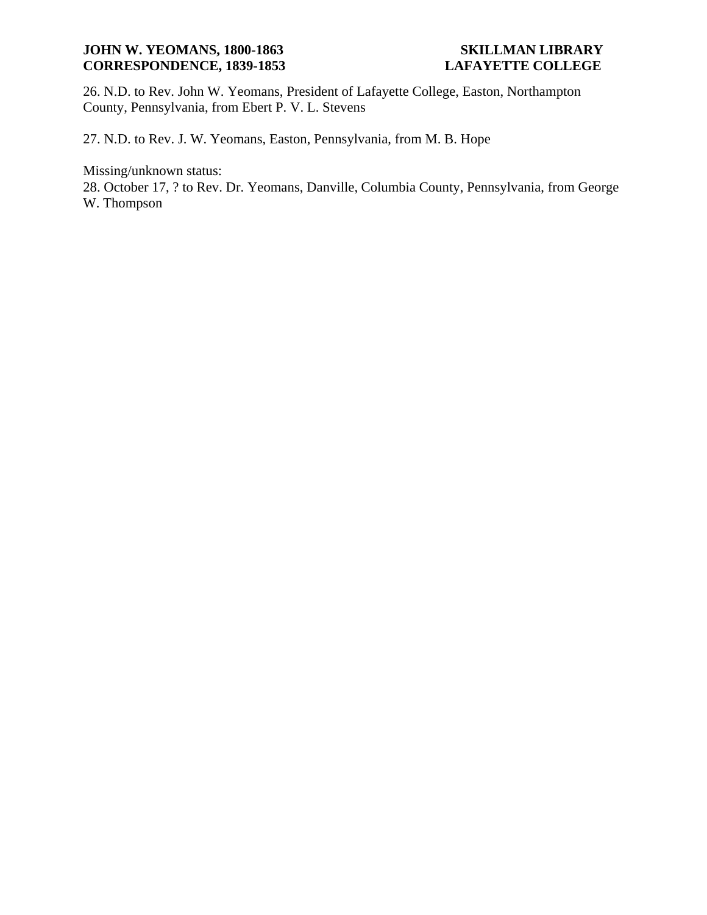26. N.D. to Rev. John W. Yeomans, President of Lafayette College, Easton, Northampton County, Pennsylvania, from Ebert P. V. L. Stevens

27. N.D. to Rev. J. W. Yeomans, Easton, Pennsylvania, from M. B. Hope

Missing/unknown status:

28. October 17, ? to Rev. Dr. Yeomans, Danville, Columbia County, Pennsylvania, from George W. Thompson